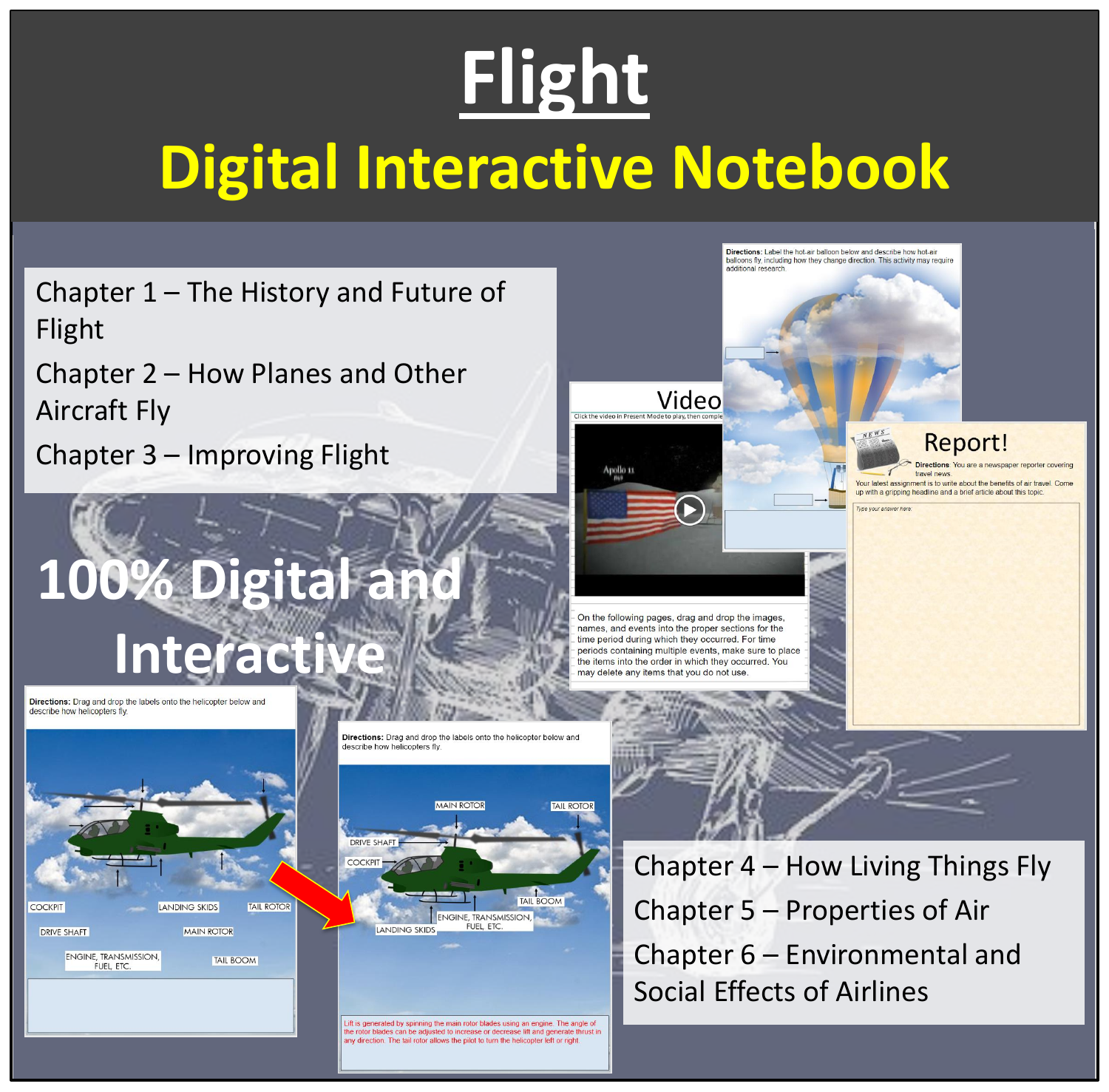# Flight

## Digital Interactive Notebook

Chapter 1 – The History and Future of Flight

Chapter 2 – How Planes and Other Aircraft Fly

Chapter 3 – Improving Flight

**100% Digital and Interactive**

Chapter 4 – How Living Things Fly

Chapter 5 – Properties of Air

Chapter 6 – Environmental and Social Effects of Airlines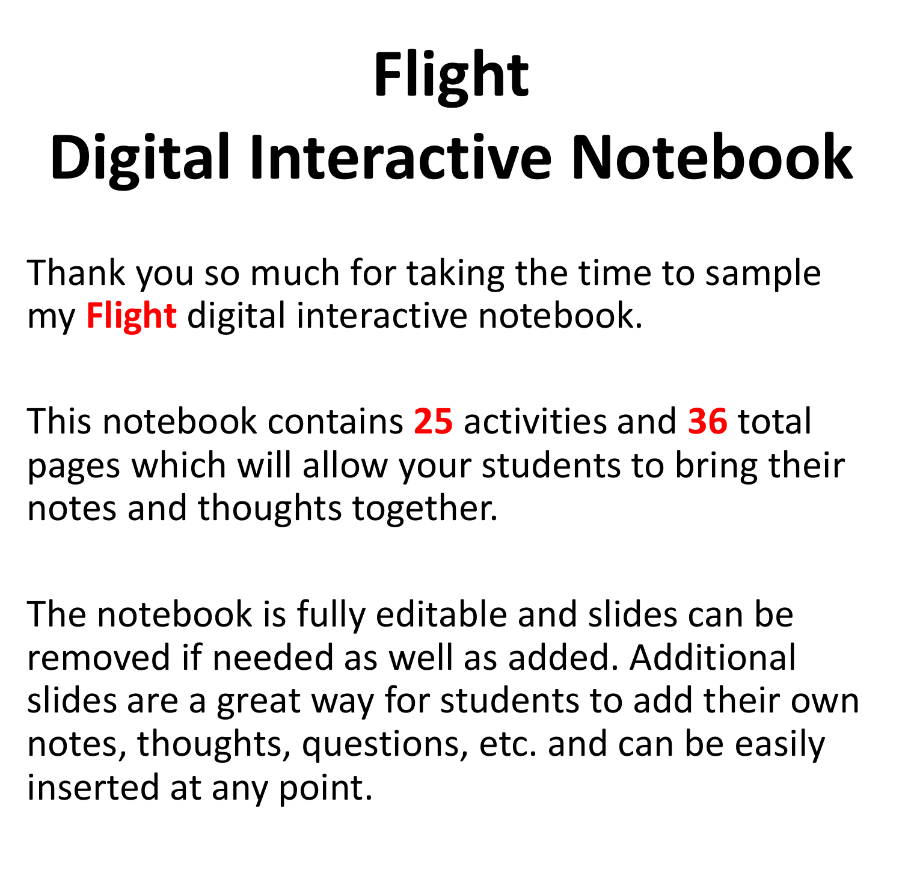# Flight
# Digital Interactive Notebook

Thank you so much for taking the time to sample my **Flight** digital interactive notebook.

This notebook contains **25** activities and **36** total pages which will allow your students to bring their notes and thoughts together.

The notebook is fully editable and slides can be removed if needed as well as added. Additional slides are a great way for students to add their own notes, thoughts, questions, etc. and can be easily inserted at any point.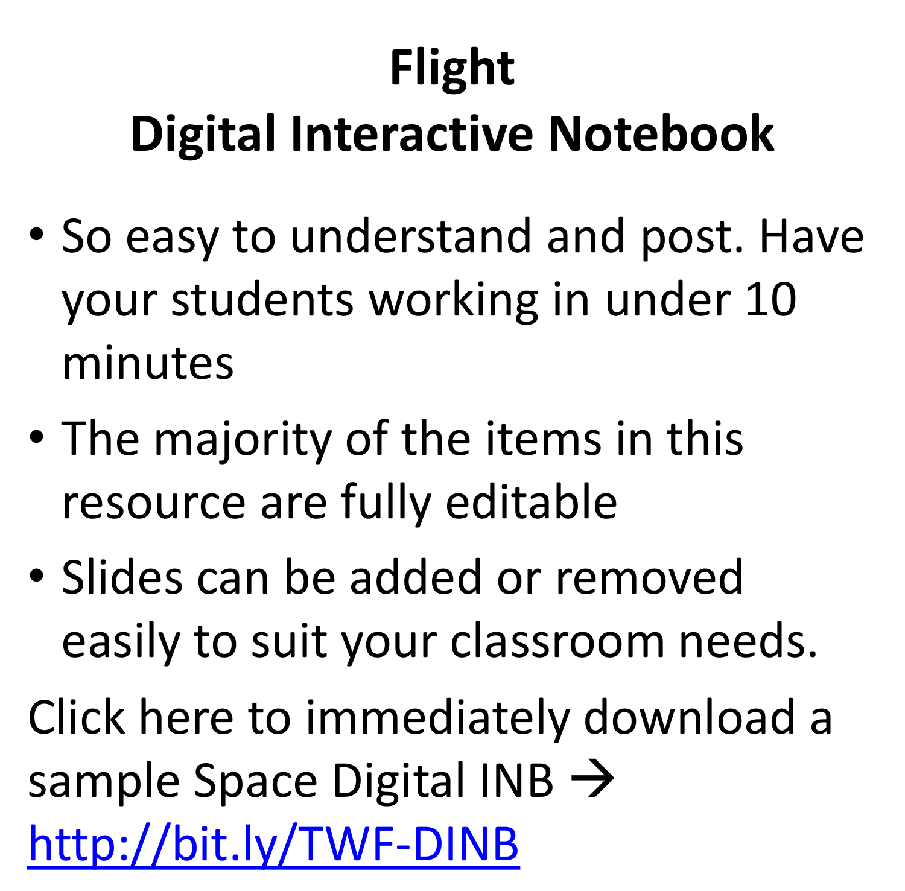# Flight
# Digital Interactive Notebook

- So easy to understand and post. Have your students working in under 10 minutes
- The majority of the items in this resource are fully editable
- Slides can be added or removed easily to suit your classroom needs.

Click here to immediately download a sample Space Digital INB → [http://bit.ly/TWF-DINB](http://bit.ly/TWF-DINB)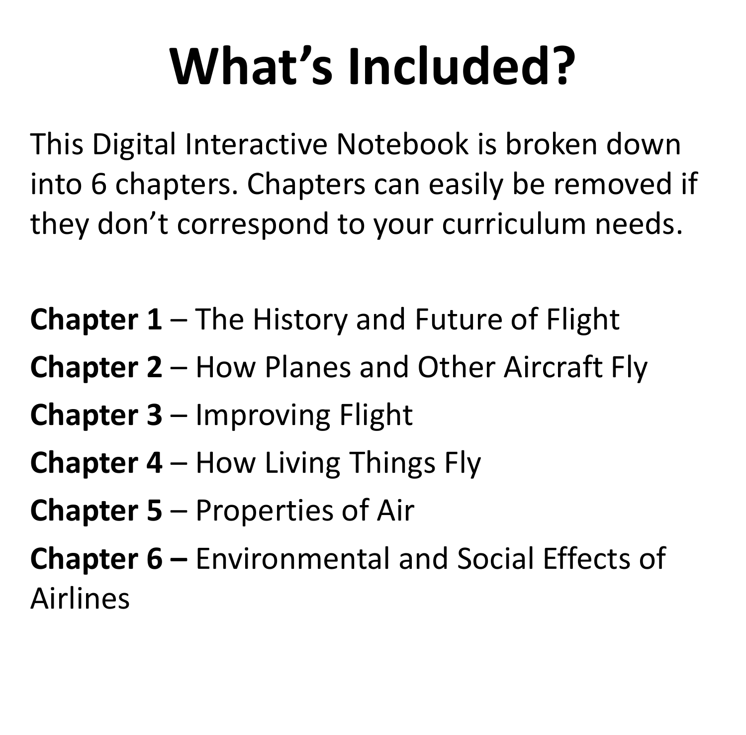# What's Included?

This Digital Interactive Notebook is broken down into 6 chapters. Chapters can easily be removed if they don't correspond to your curriculum needs.

**Chapter 1** – The History and Future of Flight

**Chapter 2** – How Planes and Other Aircraft Fly

**Chapter 3** – Improving Flight

**Chapter 4** – How Living Things Fly

**Chapter 5** – Properties of Air

**Chapter 6 –** Environmental and Social Effects of Airlines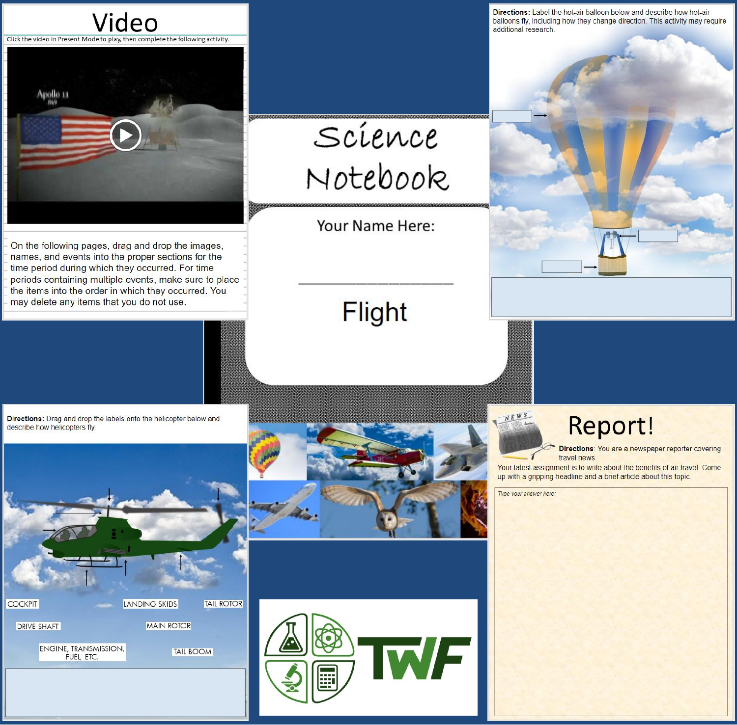# Video

Click the video in Present Mode to play, then complete the following activity.

Apollo 11
1969

On the following pages, drag and drop the images, names, and events into the proper sections for the time period during which they occurred. For time periods containing multiple events, make sure to place the items into the order in which they occurred. You may delete any items that you do not use.

# Science Notebook

Your Name Here:

_______________________

Flight

**Directions:** Label the hot-air balloon below and describe how hot-air balloons fly, including how they change direction. This activity may require additional research.

**Directions:** Drag and drop the labels onto the helicopter below and describe how helicopters fly.

COCKPIT

LANDING SKIDS

TAIL ROTOR

DRIVE SHAFT

MAIN ROTOR

ENGINE, TRANSMISSION, FUEL, ETC.

TAIL BOOM

# Report!

NEWS

**Directions**: You are a newspaper reporter covering travel news.

Your latest assignment is to write about the benefits of air travel. Come up with a gripping headline and a brief article about this topic.

*Type your answer here:*

TWF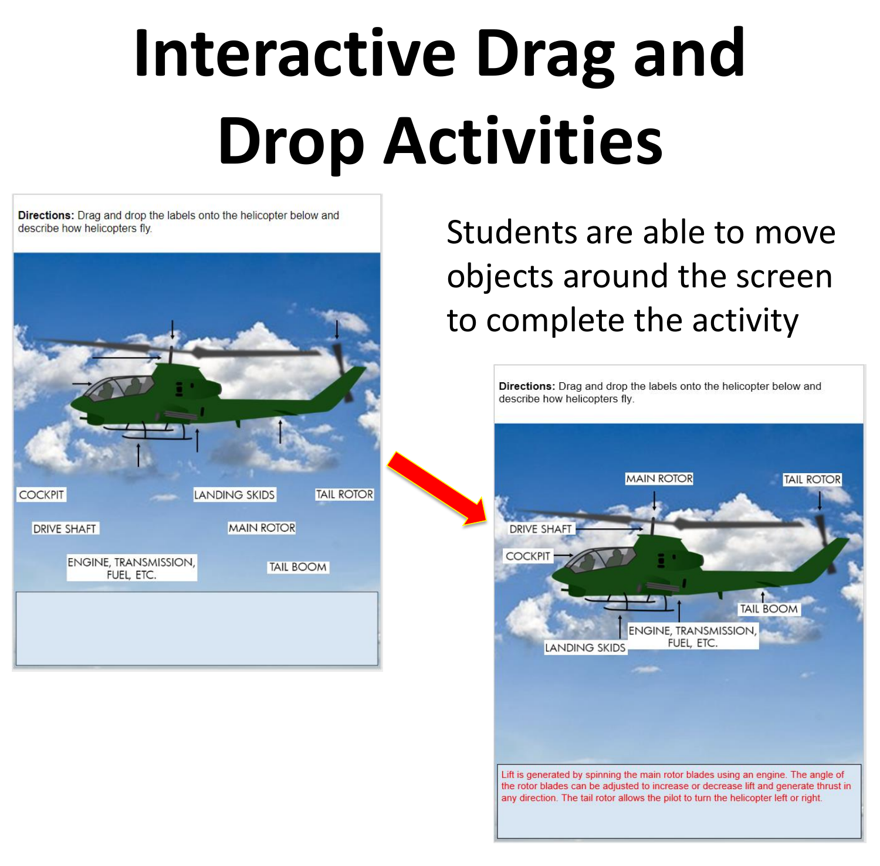# Interactive Drag and Drop Activities

**Directions:** Drag and drop the labels onto the helicopter below and describe how helicopters fly.

COCKPIT

LANDING SKIDS

TAIL ROTOR

DRIVE SHAFT

MAIN ROTOR

ENGINE, TRANSMISSION, FUEL, ETC.

TAIL BOOM

Students are able to move objects around the screen to complete the activity

**Directions:** Drag and drop the labels onto the helicopter below and describe how helicopters fly.

MAIN ROTOR

TAIL ROTOR

DRIVE SHAFT

COCKPIT

TAIL BOOM

ENGINE, TRANSMISSION, FUEL, ETC.

LANDING SKIDS

Lift is generated by spinning the main rotor blades using an engine. The angle of the rotor blades can be adjusted to increase or decrease lift and generate thrust in any direction. The tail rotor allows the pilot to turn the helicopter left or right.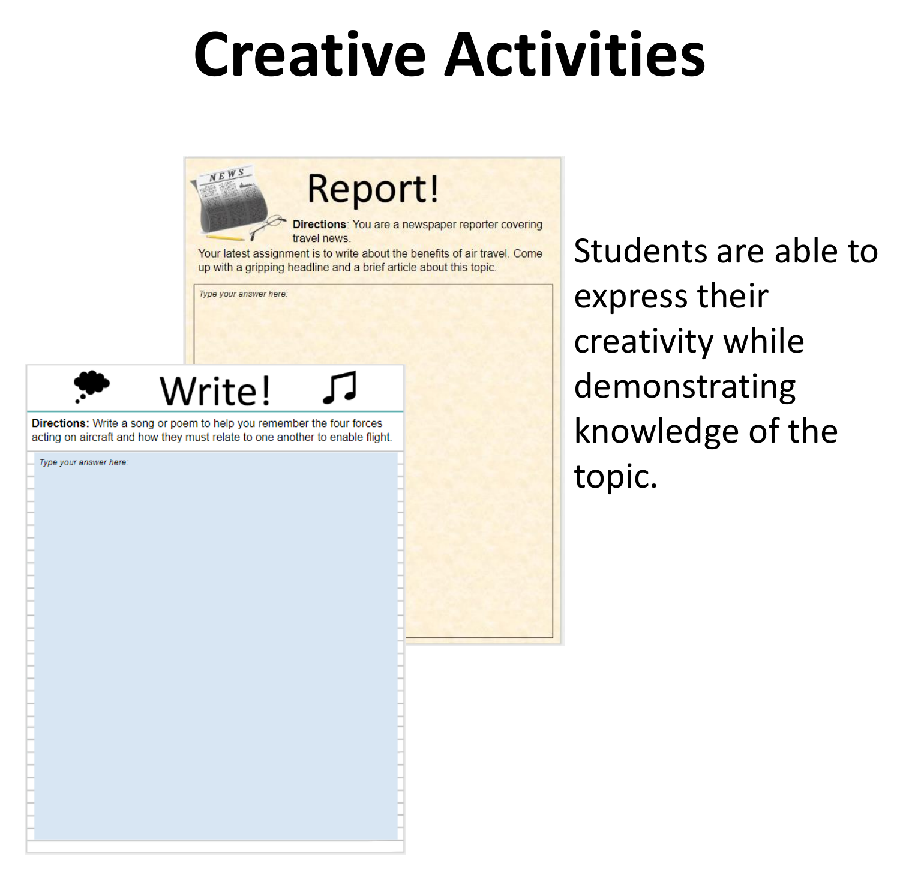# Creative Activities

## Report!

**Directions**: You are a newspaper reporter covering travel news. Your latest assignment is to write about the benefits of air travel. Come up with a gripping headline and a brief article about this topic.

*Type your answer here:*

## Write!

**Directions:** Write a song or poem to help you remember the four forces acting on aircraft and how they must relate to one another to enable flight.

*Type your answer here:*

Students are able to express their creativity while demonstrating knowledge of the topic.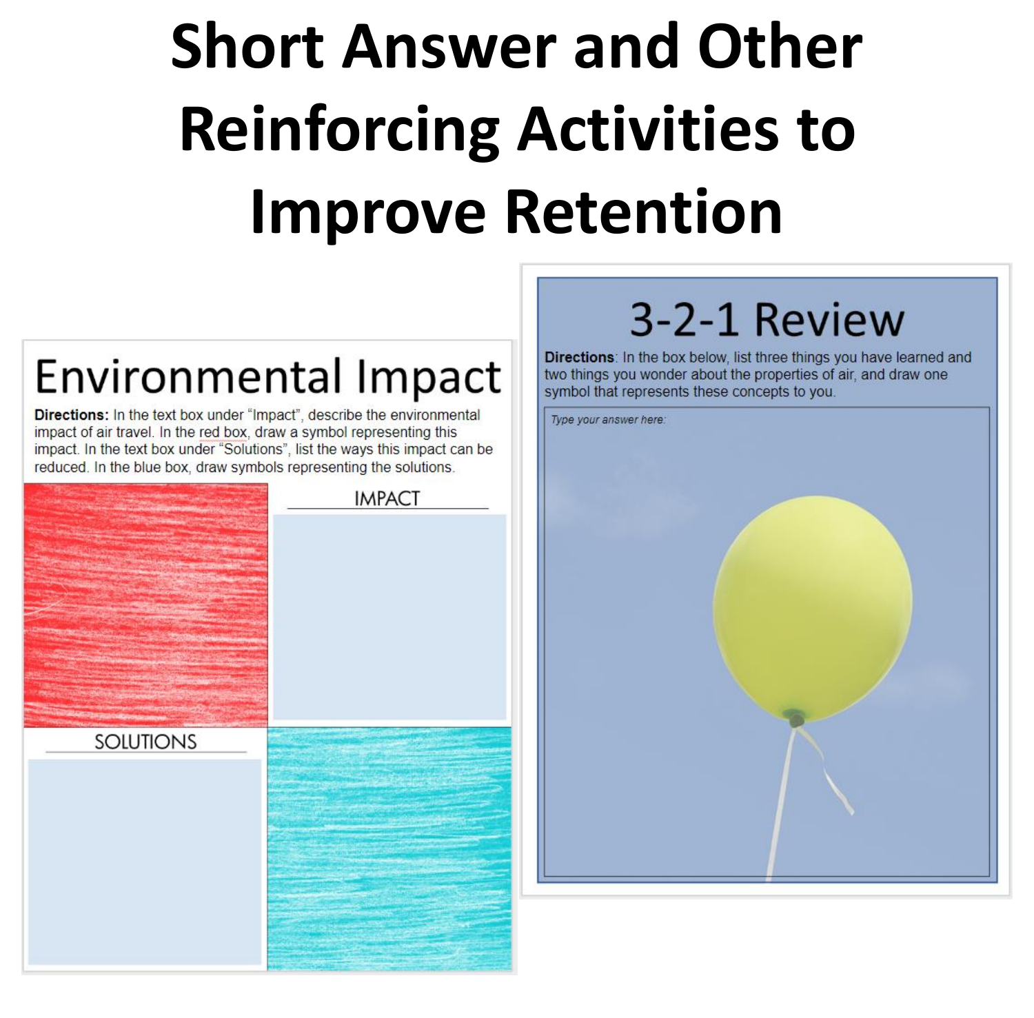# Short Answer and Other Reinforcing Activities to Improve Retention

## Environmental Impact

**Directions:** In the text box under "Impact", describe the environmental impact of air travel. In the red box, draw a symbol representing this impact. In the text box under "Solutions", list the ways this impact can be reduced. In the blue box, draw symbols representing the solutions.

IMPACT

SOLUTIONS

## 3-2-1 Review

**Directions**: In the box below, list three things you have learned and two things you wonder about the properties of air, and draw one symbol that represents these concepts to you.

*Type your answer here:*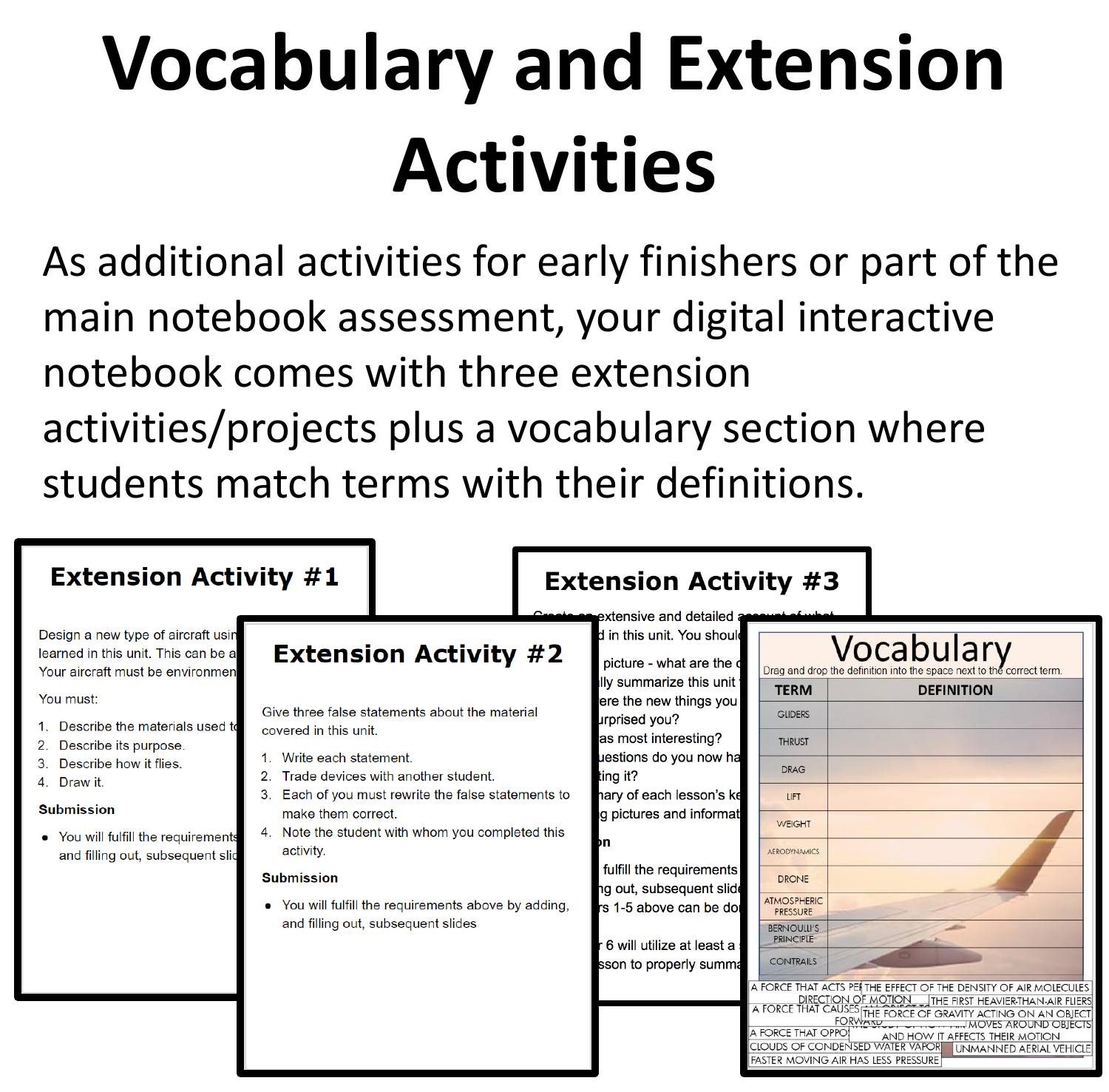# Vocabulary and Extension Activities

As additional activities for early finishers or part of the main notebook assessment, your digital interactive notebook comes with three extension activities/projects plus a vocabulary section where students match terms with their definitions.

## Extension Activity #1

Design a new type of aircraft usin... learned in this unit. This can be a... Your aircraft must be environmen...

You must:

1. Describe the materials used to...
2. Describe its purpose.
3. Describe how it flies.
4. Draw it.

**Submission**

- You will fulfill the requirements... and filling out, subsequent sli...

## Extension Activity #2

Give three false statements about the material covered in this unit.

1. Write each statement.
2. Trade devices with another student.
3. Each of you must rewrite the false statements to make them correct.
4. Note the student with whom you completed this activity.

**Submission**

- You will fulfill the requirements above by adding, and filling out, subsequent slides

## Extension Activity #3

Create an extensive and detailed account of what ...d in this unit. You should...

...picture - what are the ...
...lly summarize this unit ...
...ere the new things you ...
...urprised you?
...as most interesting?
...uestions do you now ha...
...ting it?
...ary of each lesson's ke...
...g pictures and informat...

...on

...fulfill the requirements ...
...g out, subsequent slide...
...s 1-5 above can be do...

...r 6 will utilize at least a ...
...sson to properly summa...

## Vocabulary

Drag and drop the definition into the space next to the correct term.

| TERM | DEFINITION |
| --- | --- |
| GLIDERS | |
| THRUST | |
| DRAG | |
| LIFT | |
| WEIGHT | |
| AERODYNAMICS | |
| DRONE | |
| ATMOSPHERIC PRESSURE | |
| BERNOULLI'S PRINCIPLE | |
| CONTRAILS | |

- A FORCE THAT ACTS PE... DIRECTION OF MOTION
- THE EFFECT OF THE DENSITY OF AIR MOLECULES
- THE FIRST HEAVIER-THAN-AIR FLIERS
- A FORCE THAT CAUSES ... FORWARD
- THE FORCE OF GRAVITY ACTING ON AN OBJECT
- THE STUDY OF HOW AIR MOVES AROUND OBJECTS AND HOW IT AFFECTS THEIR MOTION
- A FORCE THAT OPPO...
- CLOUDS OF CONDENSED WATER VAPOR
- UNMANNED AERIAL VEHICLE
- FASTER MOVING AIR HAS LESS PRESSURE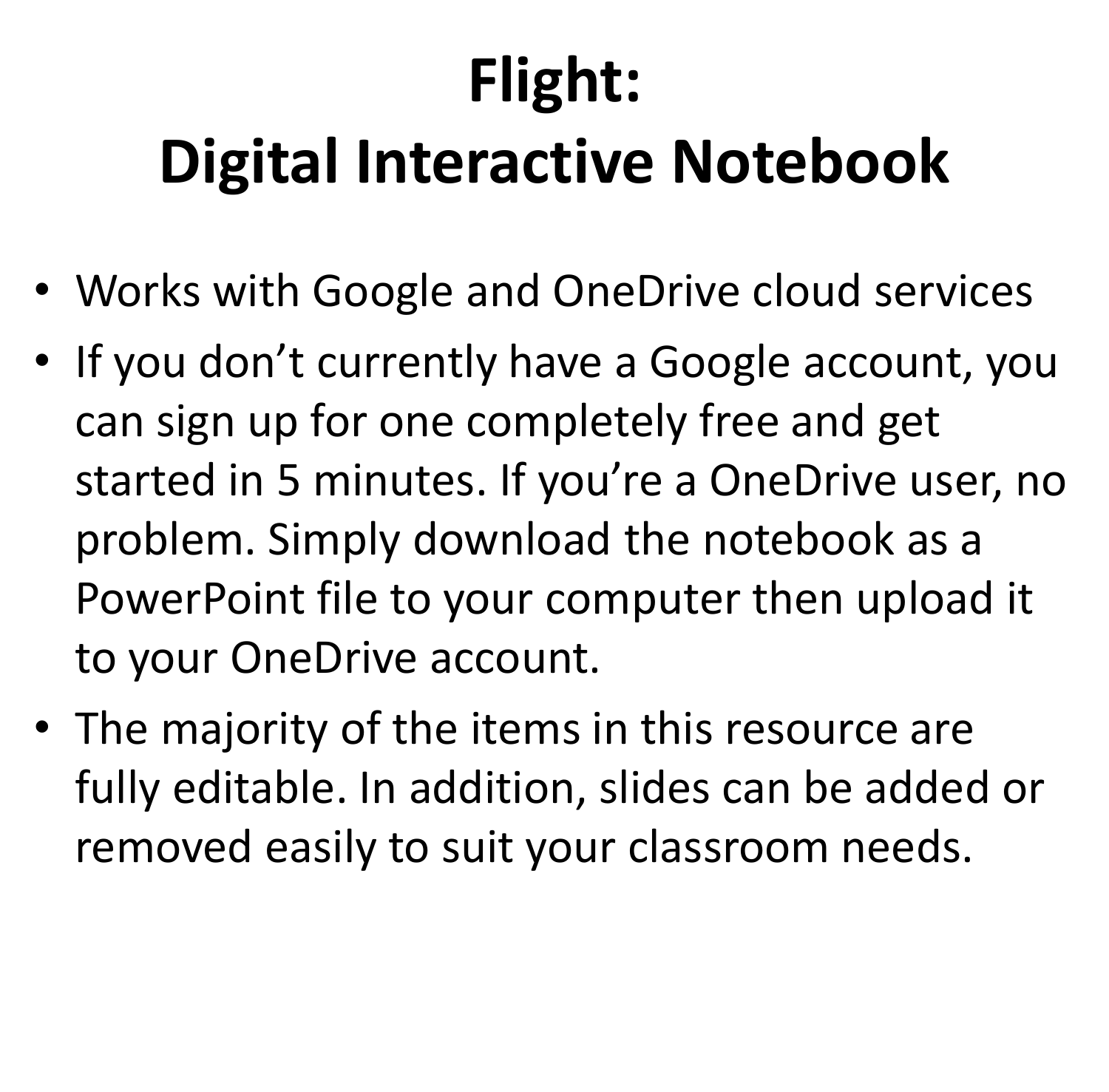# Flight:
# Digital Interactive Notebook

- Works with Google and OneDrive cloud services
- If you don't currently have a Google account, you can sign up for one completely free and get started in 5 minutes. If you're a OneDrive user, no problem. Simply download the notebook as a PowerPoint file to your computer then upload it to your OneDrive account.
- The majority of the items in this resource are fully editable. In addition, slides can be added or removed easily to suit your classroom needs.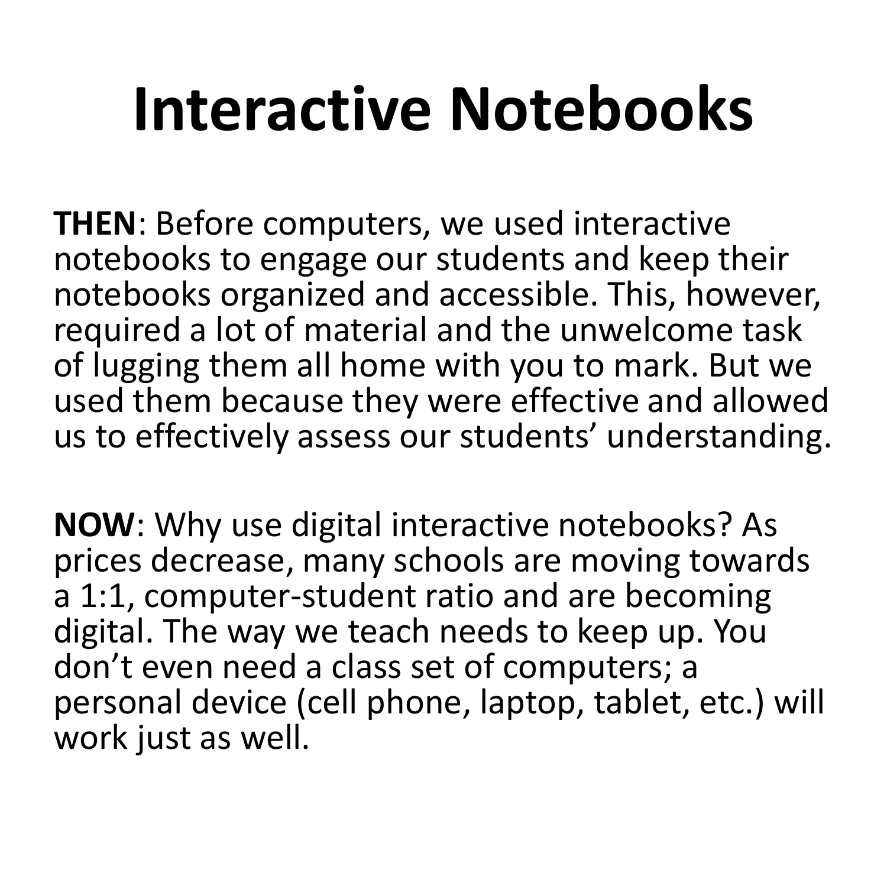# Interactive Notebooks

**THEN**: Before computers, we used interactive notebooks to engage our students and keep their notebooks organized and accessible. This, however, required a lot of material and the unwelcome task of lugging them all home with you to mark. But we used them because they were effective and allowed us to effectively assess our students' understanding.

**NOW**: Why use digital interactive notebooks? As prices decrease, many schools are moving towards a 1:1, computer-student ratio and are becoming digital. The way we teach needs to keep up. You don't even need a class set of computers; a personal device (cell phone, laptop, tablet, etc.) will work just as well.